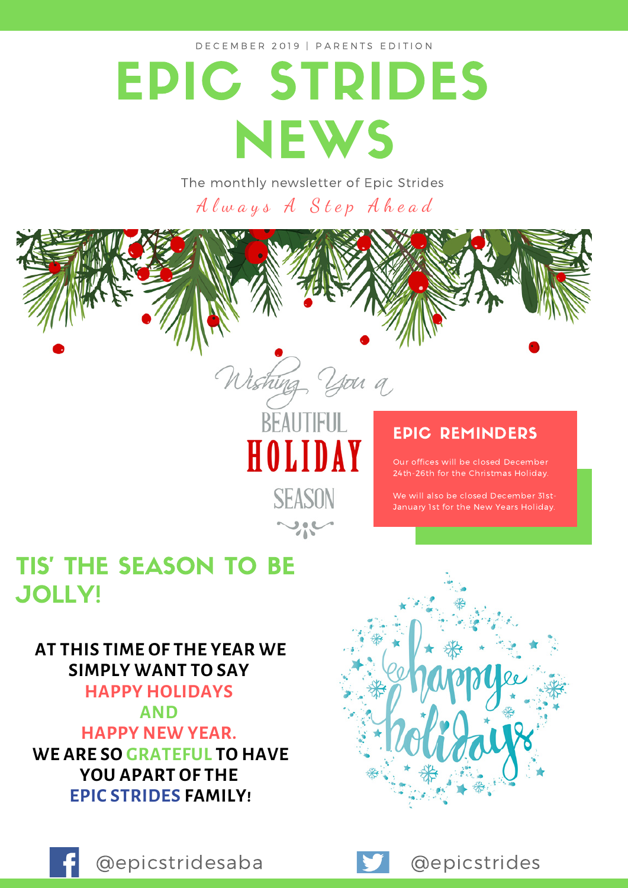DECEMBER 2019 | PARENTS EDITION

# EPIC STRIDES NEWS

The monthly newsletter of Epic Strides

*Always A Step Ahead*

Wishing You a

BEAUTIFUL **HOLIDAY** SEASON

## EPIC REMINDERS

Our offices will be closed December 24th-26th for the Christmas Holiday.

We will also be closed December 31st-January 1st for the New Years Holiday.

## TIS' THE SEASON TO BE JOLLY!

**AT THIS TIME OF THE YEAR WE SIMPLY WANT TO SAY HAPPY HOLIDAYS AND HAPPY NEW YEAR. WE ARE SO GRATEFUL TO HAVE YOU APART OF THE EPIC STRIDES FAMILY!**

happy holidays

@epicstridesaba

@epicstrides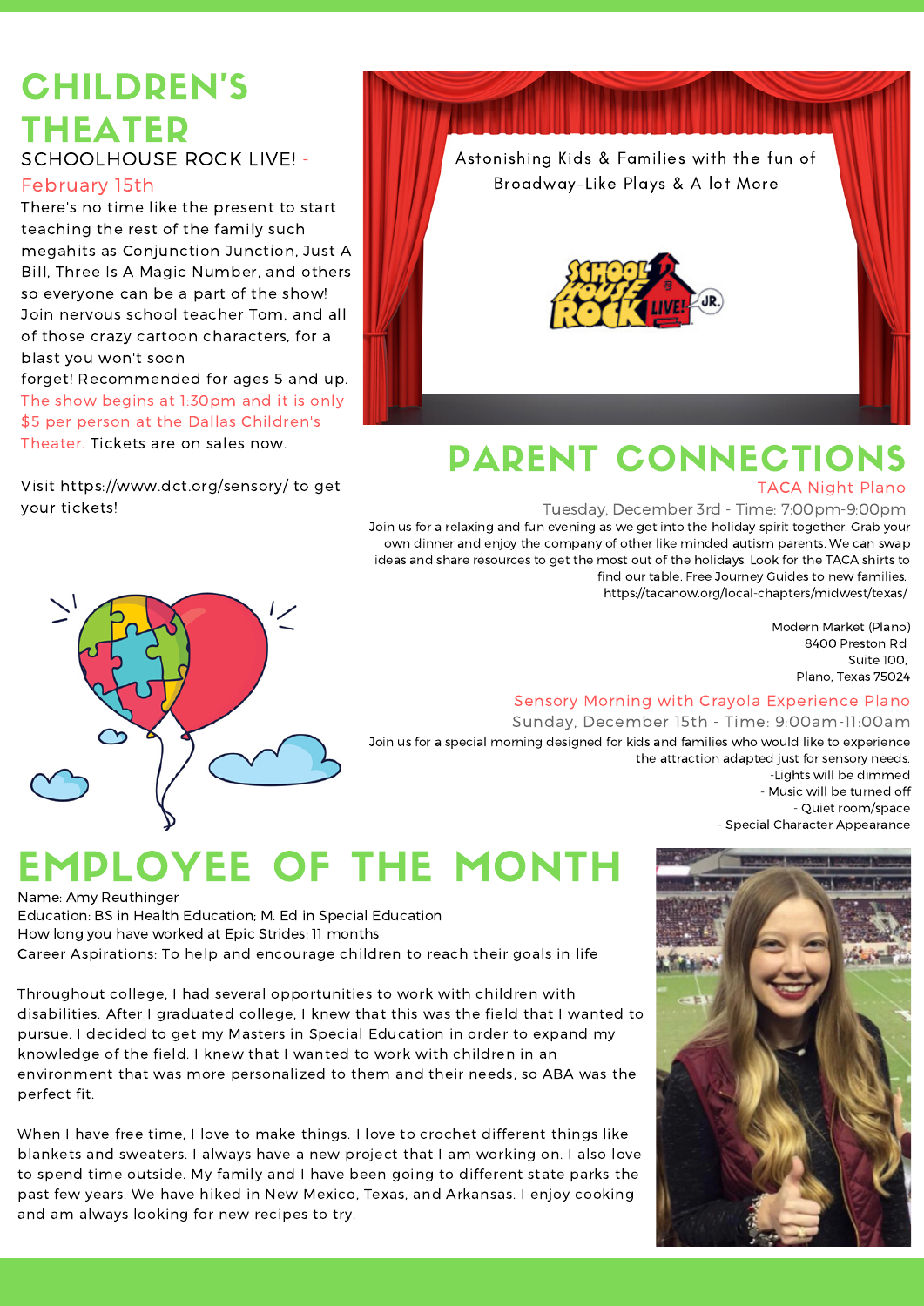## CHILDREN'S THEATER

SCHOOLHOUSE ROCK LIVE! - February 15th

There's no time like the present to start teaching the rest of the family such megahits as Conjunction Junction, Just A Bill, Three Is A Magic Number, and others so everyone can be a part of the show! Join nervous school teacher Tom, and all of those crazy cartoon characters, for a blast you won't soon forget! Recommended for ages 5 and up. The show begins at 1:30pm and it is only $5 per person at the Dallas Children's Theater. Tickets are on sales now.

Visit https://www.dct.org/sensory/ to get your tickets!

Astonishing Kids & Families with the fun of Broadway-Like Plays & A lot More

## PARENT CONNECTIONS

### TACA Night Plano

Tuesday, December 3rd - Time: 7:00pm-9:00pm

Join us for a relaxing and fun evening as we get into the holiday spirit together. Grab your own dinner and enjoy the company of other like minded autism parents. We can swap ideas and share resources to get the most out of the holidays. Look for the TACA shirts to find our table. Free Journey Guides to new families.
https://tacanow.org/local-chapters/midwest/texas/

Modern Market (Plano)
8400 Preston Rd
Suite 100,
Plano, Texas 75024

### Sensory Morning with Crayola Experience Plano

Sunday, December 15th - Time: 9:00am-11:00am

Join us for a special morning designed for kids and families who would like to experience the attraction adapted just for sensory needs.

- Lights will be dimmed
- Music will be turned off
- Quiet room/space
- Special Character Appearance

## EMPLOYEE OF THE MONTH

Name: Amy Reuthinger
Education: BS in Health Education; M. Ed in Special Education
How long you have worked at Epic Strides: 11 months
Career Aspirations: To help and encourage children to reach their goals in life

Throughout college, I had several opportunities to work with children with disabilities. After I graduated college, I knew that this was the field that I wanted to pursue. I decided to get my Masters in Special Education in order to expand my knowledge of the field. I knew that I wanted to work with children in an environment that was more personalized to them and their needs, so ABA was the perfect fit.

When I have free time, I love to make things. I love to crochet different things like blankets and sweaters. I always have a new project that I am working on. I also love to spend time outside. My family and I have been going to different state parks the past few years. We have hiked in New Mexico, Texas, and Arkansas. I enjoy cooking and am always looking for new recipes to try.